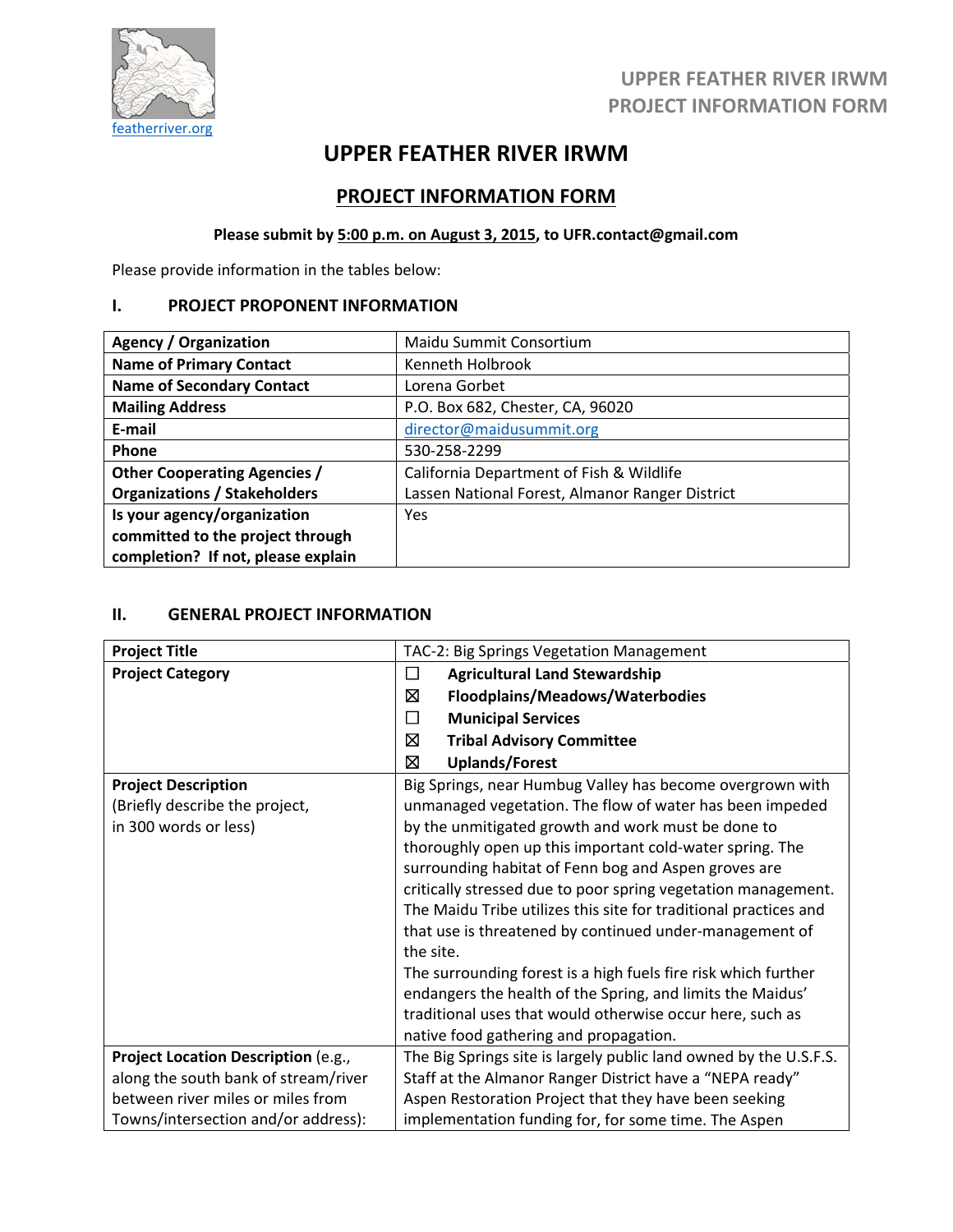featherriver.org

UPPER FEATHER RIVER IRWM
PROJECT INFORMATION FORM

# UPPER FEATHER RIVER IRWM

## PROJECT INFORMATION FORM

**Please submit by 5:00 p.m. on August 3, 2015, to UFR.contact@gmail.com**

Please provide information in the tables below:

### I. PROJECT PROPONENT INFORMATION

| | |
|---|---|
| **Agency / Organization** | Maidu Summit Consortium |
| **Name of Primary Contact** | Kenneth Holbrook |
| **Name of Secondary Contact** | Lorena Gorbet |
| **Mailing Address** | P.O. Box 682, Chester, CA, 96020 |
| **E-mail** | director@maidusummit.org |
| **Phone** | 530-258-2299 |
| **Other Cooperating Agencies / Organizations / Stakeholders** | California Department of Fish & Wildlife<br>Lassen National Forest, Almanor Ranger District |
| **Is your agency/organization committed to the project through completion? If not, please explain** | Yes |

### II. GENERAL PROJECT INFORMATION

| | |
|---|---|
| **Project Title** | TAC-2: Big Springs Vegetation Management |
| **Project Category** | ☐ **Agricultural Land Stewardship**<br>☒ **Floodplains/Meadows/Waterbodies**<br>☐ **Municipal Services**<br>☒ **Tribal Advisory Committee**<br>☒ **Uplands/Forest** |
| **Project Description** (Briefly describe the project, in 300 words or less) | Big Springs, near Humbug Valley has become overgrown with unmanaged vegetation. The flow of water has been impeded by the unmitigated growth and work must be done to thoroughly open up this important cold-water spring. The surrounding habitat of Fenn bog and Aspen groves are critically stressed due to poor spring vegetation management. The Maidu Tribe utilizes this site for traditional practices and that use is threatened by continued under-management of the site.<br>The surrounding forest is a high fuels fire risk which further endangers the health of the Spring, and limits the Maidus' traditional uses that would otherwise occur here, such as native food gathering and propagation. |
| **Project Location Description** (e.g., along the south bank of stream/river between river miles or miles from Towns/intersection and/or address): | The Big Springs site is largely public land owned by the U.S.F.S. Staff at the Almanor Ranger District have a "NEPA ready" Aspen Restoration Project that they have been seeking implementation funding for, for some time. The Aspen |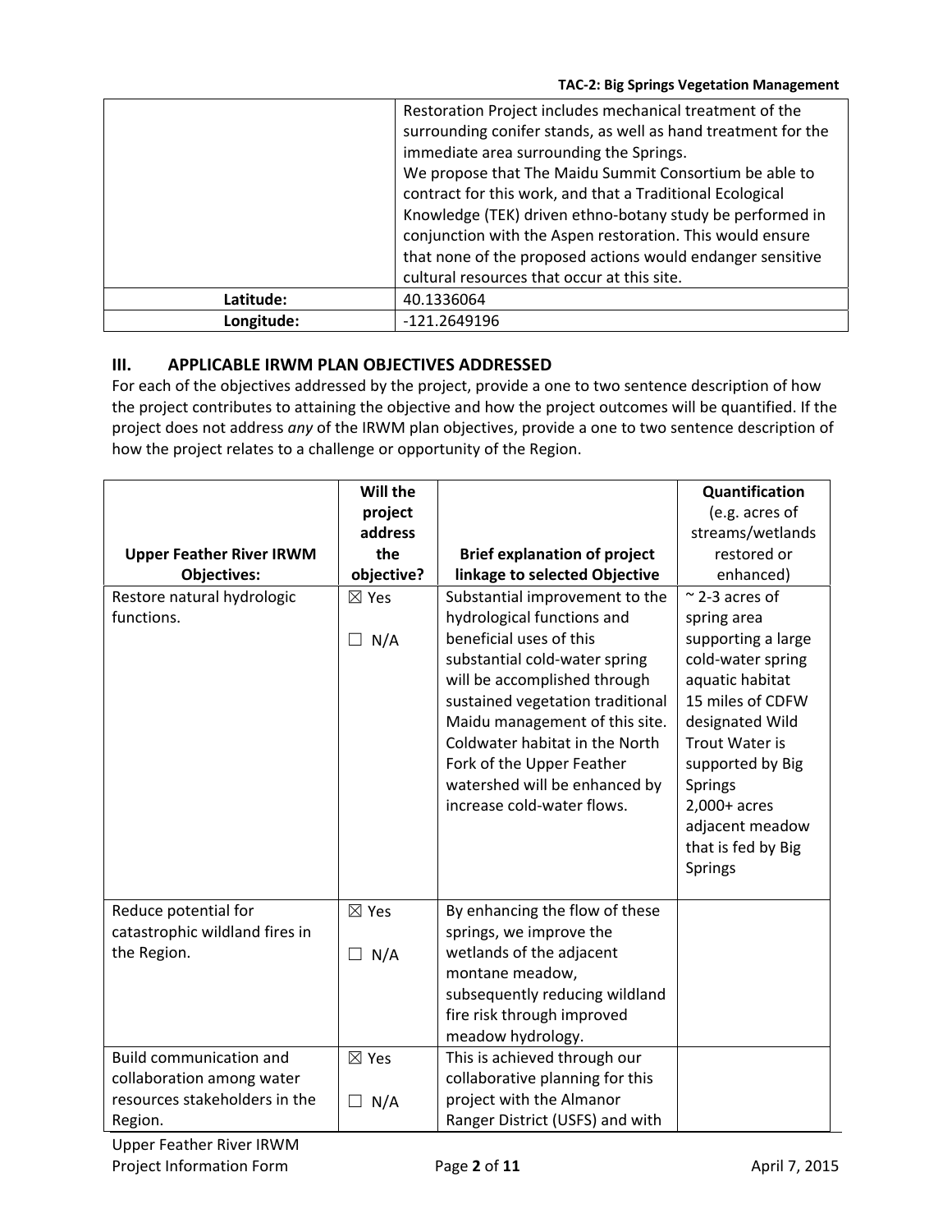|  |  |
|---|---|
|  | Restoration Project includes mechanical treatment of the surrounding conifer stands, as well as hand treatment for the immediate area surrounding the Springs. We propose that The Maidu Summit Consortium be able to contract for this work, and that a Traditional Ecological Knowledge (TEK) driven ethno-botany study be performed in conjunction with the Aspen restoration. This would ensure that none of the proposed actions would endanger sensitive cultural resources that occur at this site. |
| **Latitude:** | 40.1336064 |
| **Longitude:** | -121.2649196 |

## III. APPLICABLE IRWM PLAN OBJECTIVES ADDRESSED

For each of the objectives addressed by the project, provide a one to two sentence description of how the project contributes to attaining the objective and how the project outcomes will be quantified. If the project does not address *any* of the IRWM plan objectives, provide a one to two sentence description of how the project relates to a challenge or opportunity of the Region.

| Upper Feather River IRWM Objectives: | Will the project address the objective? | Brief explanation of project linkage to selected Objective | Quantification (e.g. acres of streams/wetlands restored or enhanced) |
|---|---|---|---|
| Restore natural hydrologic functions. | ☒ Yes<br>☐ N/A | Substantial improvement to the hydrological functions and beneficial uses of this substantial cold-water spring will be accomplished through sustained vegetation traditional Maidu management of this site. Coldwater habitat in the North Fork of the Upper Feather watershed will be enhanced by increase cold-water flows. | ~ 2-3 acres of spring area supporting a large cold-water spring aquatic habitat<br>15 miles of CDFW designated Wild Trout Water is supported by Big Springs<br>2,000+ acres adjacent meadow that is fed by Big Springs |
| Reduce potential for catastrophic wildland fires in the Region. | ☒ Yes<br>☐ N/A | By enhancing the flow of these springs, we improve the wetlands of the adjacent montane meadow, subsequently reducing wildland fire risk through improved meadow hydrology. | |
| Build communication and collaboration among water resources stakeholders in the Region. | ☒ Yes<br>☐ N/A | This is achieved through our collaborative planning for this project with the Almanor Ranger District (USFS) and with | |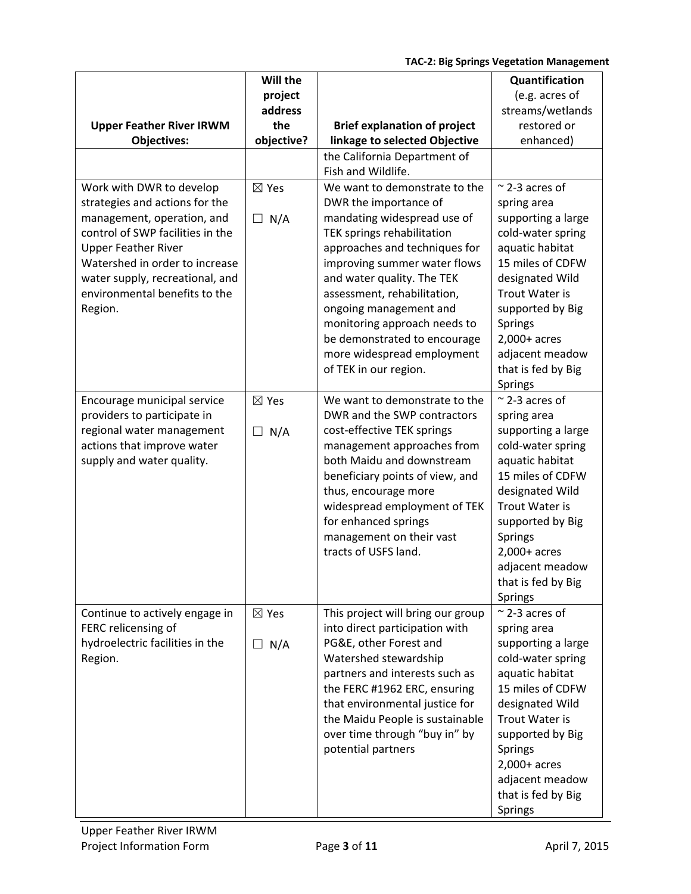| Upper Feather River IRWM Objectives: | Will the project address the objective? | Brief explanation of project linkage to selected Objective | Quantification (e.g. acres of streams/wetlands restored or enhanced) |
|---|---|---|---|
| | | the California Department of Fish and Wildlife. | |
| Work with DWR to develop strategies and actions for the management, operation, and control of SWP facilities in the Upper Feather River Watershed in order to increase water supply, recreational, and environmental benefits to the Region. | ☒ Yes ☐ N/A | We want to demonstrate to the DWR the importance of mandating widespread use of TEK springs rehabilitation approaches and techniques for improving summer water flows and water quality. The TEK assessment, rehabilitation, ongoing management and monitoring approach needs to be demonstrated to encourage more widespread employment of TEK in our region. | ~ 2-3 acres of spring area supporting a large cold-water spring aquatic habitat 15 miles of CDFW designated Wild Trout Water is supported by Big Springs 2,000+ acres adjacent meadow that is fed by Big Springs |
| Encourage municipal service providers to participate in regional water management actions that improve water supply and water quality. | ☒ Yes ☐ N/A | We want to demonstrate to the DWR and the SWP contractors cost-effective TEK springs management approaches from both Maidu and downstream beneficiary points of view, and thus, encourage more widespread employment of TEK for enhanced springs management on their vast tracts of USFS land. | ~ 2-3 acres of spring area supporting a large cold-water spring aquatic habitat 15 miles of CDFW designated Wild Trout Water is supported by Big Springs 2,000+ acres adjacent meadow that is fed by Big Springs |
| Continue to actively engage in FERC relicensing of hydroelectric facilities in the Region. | ☒ Yes ☐ N/A | This project will bring our group into direct participation with PG&E, other Forest and Watershed stewardship partners and interests such as the FERC #1962 ERC, ensuring that environmental justice for the Maidu People is sustainable over time through "buy in" by potential partners | ~ 2-3 acres of spring area supporting a large cold-water spring aquatic habitat 15 miles of CDFW designated Wild Trout Water is supported by Big Springs 2,000+ acres adjacent meadow that is fed by Big Springs |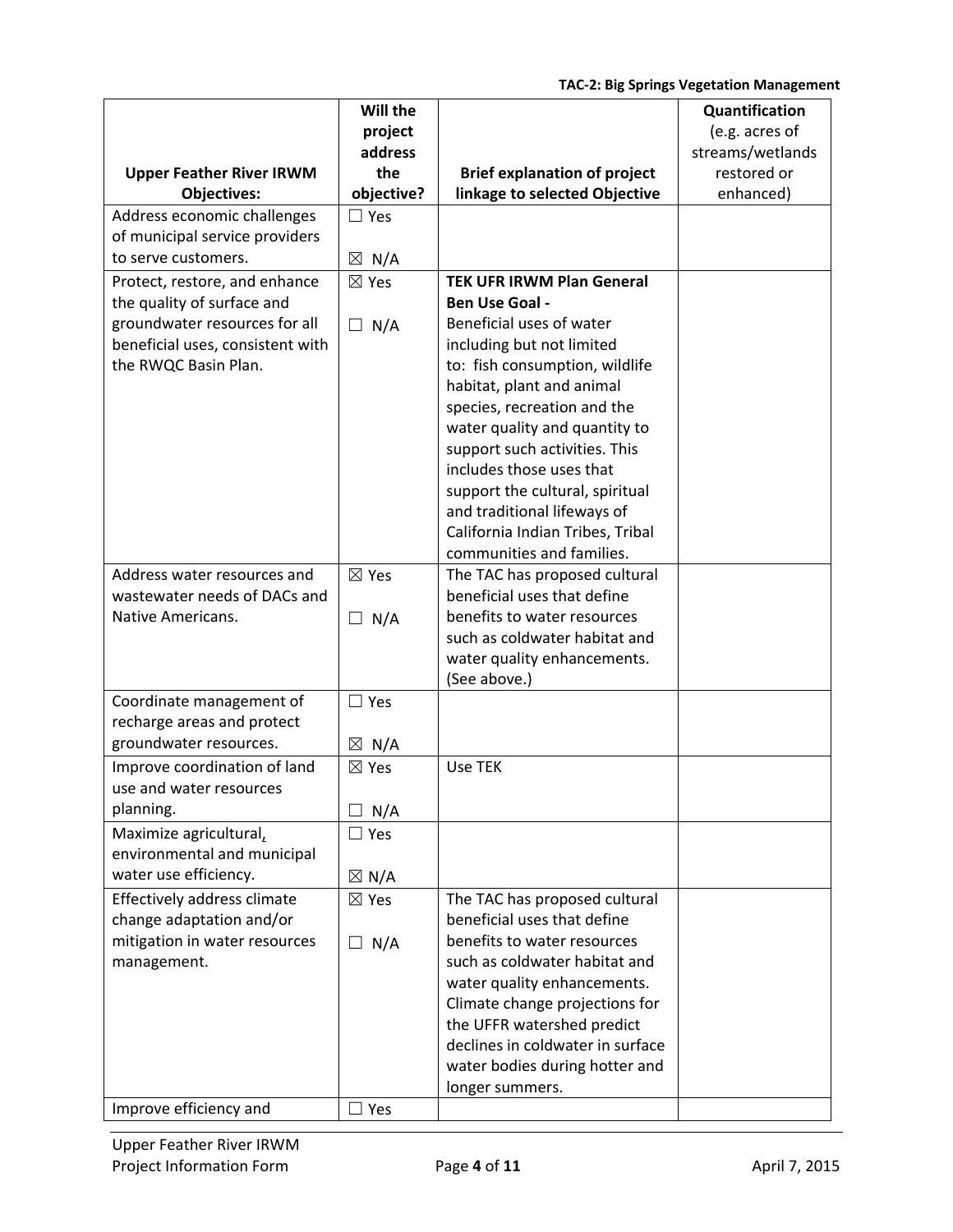| Upper Feather River IRWM Objectives: | Will the project address the objective? | Brief explanation of project linkage to selected Objective | Quantification (e.g. acres of streams/wetlands restored or enhanced) |
|---|---|---|---|
| Address economic challenges of municipal service providers to serve customers. | ☐ Yes ☒ N/A | | |
| Protect, restore, and enhance the quality of surface and groundwater resources for all beneficial uses, consistent with the RWQC Basin Plan. | ☒ Yes ☐ N/A | **TEK UFR IRWM Plan General Ben Use Goal -** Beneficial uses of water including but not limited to: fish consumption, wildlife habitat, plant and animal species, recreation and the water quality and quantity to support such activities. This includes those uses that support the cultural, spiritual and traditional lifeways of California Indian Tribes, Tribal communities and families. | |
| Address water resources and wastewater needs of DACs and Native Americans. | ☒ Yes ☐ N/A | The TAC has proposed cultural beneficial uses that define benefits to water resources such as coldwater habitat and water quality enhancements. (See above.) | |
| Coordinate management of recharge areas and protect groundwater resources. | ☐ Yes ☒ N/A | | |
| Improve coordination of land use and water resources planning. | ☒ Yes ☐ N/A | Use TEK | |
| Maximize agricultural, environmental and municipal water use efficiency. | ☐ Yes ☒ N/A | | |
| Effectively address climate change adaptation and/or mitigation in water resources management. | ☒ Yes ☐ N/A | The TAC has proposed cultural beneficial uses that define benefits to water resources such as coldwater habitat and water quality enhancements. Climate change projections for the UFFR watershed predict declines in coldwater in surface water bodies during hotter and longer summers. | |
| Improve efficiency and | ☐ Yes | | |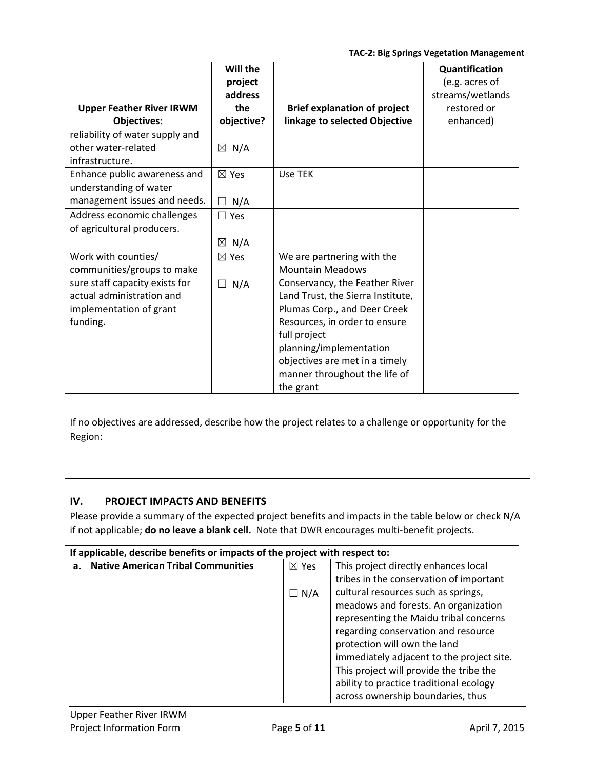| Upper Feather River IRWM Objectives: | Will the project address the objective? | Brief explanation of project linkage to selected Objective | Quantification (e.g. acres of streams/wetlands restored or enhanced) |
|---|---|---|---|
| reliability of water supply and other water-related infrastructure. | ☒ N/A | | |
| Enhance public awareness and understanding of water management issues and needs. | ☒ Yes ☐ N/A | Use TEK | |
| Address economic challenges of agricultural producers. | ☐ Yes ☒ N/A | | |
| Work with counties/ communities/groups to make sure staff capacity exists for actual administration and implementation of grant funding. | ☒ Yes ☐ N/A | We are partnering with the Mountain Meadows Conservancy, the Feather River Land Trust, the Sierra Institute, Plumas Corp., and Deer Creek Resources, in order to ensure full project planning/implementation objectives are met in a timely manner throughout the life of the grant | |

If no objectives are addressed, describe how the project relates to a challenge or opportunity for the Region:

| |
|---|
| |

## IV. PROJECT IMPACTS AND BENEFITS

Please provide a summary of the expected project benefits and impacts in the table below or check N/A if not applicable; **do not leave a blank cell.** Note that DWR encourages multi-benefit projects.

| If applicable, describe benefits or impacts of the project with respect to: | | |
|---|---|---|
| **a. Native American Tribal Communities** | ☒ Yes ☐ N/A | This project directly enhances local tribes in the conservation of important cultural resources such as springs, meadows and forests. An organization representing the Maidu tribal concerns regarding conservation and resource protection will own the land immediately adjacent to the project site. This project will provide the tribe the ability to practice traditional ecology across ownership boundaries, thus |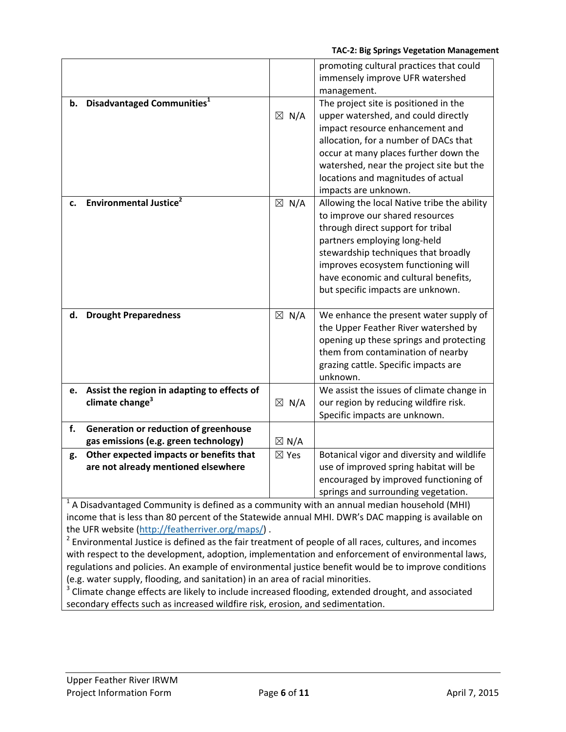| | | |
|---|---|---|
| | | promoting cultural practices that could immensely improve UFR watershed management. |
| **b. Disadvantaged Communities**[1] | ☒ N/A | The project site is positioned in the upper watershed, and could directly impact resource enhancement and allocation, for a number of DACs that occur at many places further down the watershed, near the project site but the locations and magnitudes of actual impacts are unknown. |
| **c. Environmental Justice**[2] | ☒ N/A | Allowing the local Native tribe the ability to improve our shared resources through direct support for tribal partners employing long-held stewardship techniques that broadly improves ecosystem functioning will have economic and cultural benefits, but specific impacts are unknown. |
| **d. Drought Preparedness** | ☒ N/A | We enhance the present water supply of the Upper Feather River watershed by opening up these springs and protecting them from contamination of nearby grazing cattle. Specific impacts are unknown. |
| **e. Assist the region in adapting to effects of climate change**[3] | ☒ N/A | We assist the issues of climate change in our region by reducing wildfire risk. Specific impacts are unknown. |
| **f. Generation or reduction of greenhouse gas emissions (e.g. green technology)** | ☒ N/A | |
| **g. Other expected impacts or benefits that are not already mentioned elsewhere** | ☒ Yes | Botanical vigor and diversity and wildlife use of improved spring habitat will be encouraged by improved functioning of springs and surrounding vegetation. |

[1] A Disadvantaged Community is defined as a community with an annual median household (MHI) income that is less than 80 percent of the Statewide annual MHI. DWR's DAC mapping is available on the UFR website (http://featherriver.org/maps/) .

[2] Environmental Justice is defined as the fair treatment of people of all races, cultures, and incomes with respect to the development, adoption, implementation and enforcement of environmental laws, regulations and policies. An example of environmental justice benefit would be to improve conditions (e.g. water supply, flooding, and sanitation) in an area of racial minorities.

[3] Climate change effects are likely to include increased flooding, extended drought, and associated secondary effects such as increased wildfire risk, erosion, and sedimentation.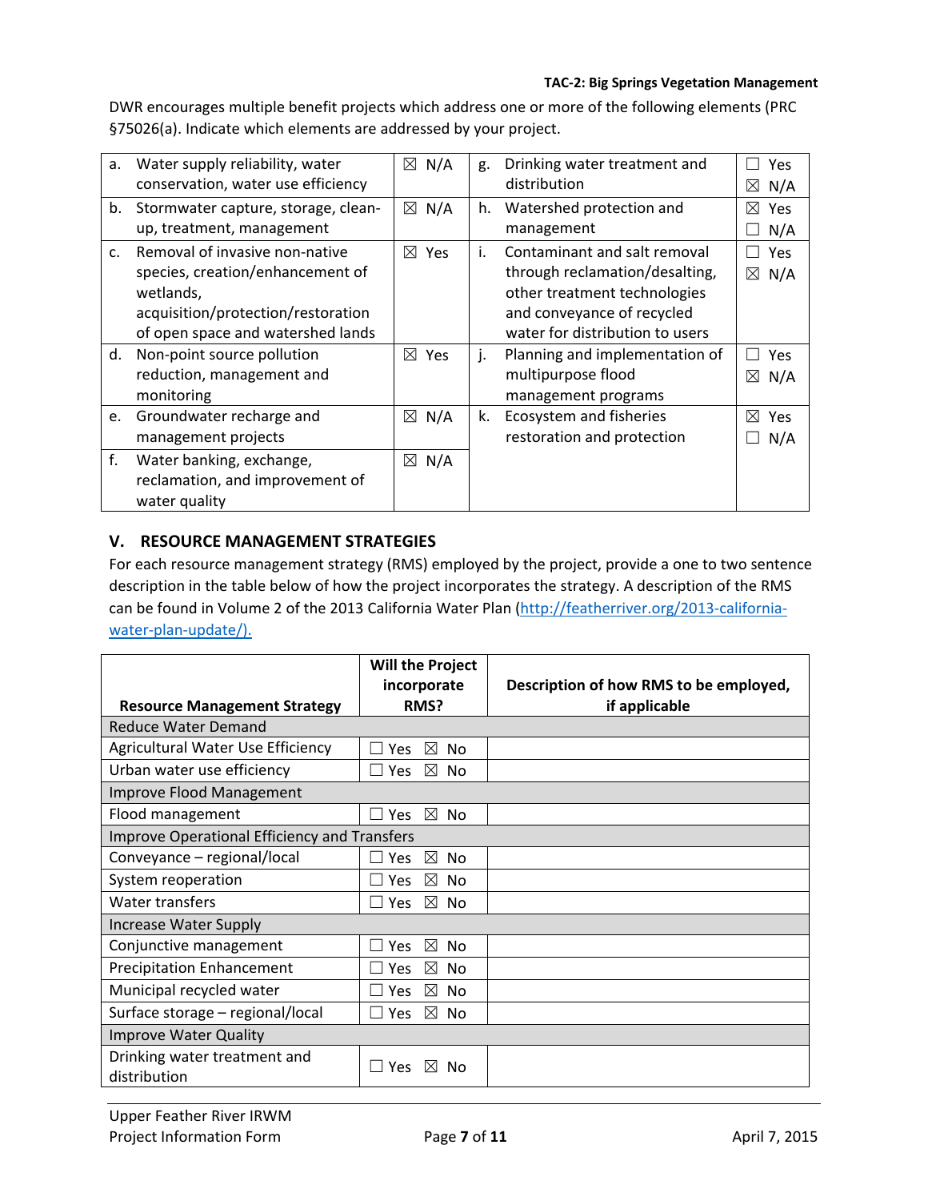DWR encourages multiple benefit projects which address one or more of the following elements (PRC §75026(a). Indicate which elements are addressed by your project.

| | | | | | |
|---|---|---|---|---|---|
| a. | Water supply reliability, water conservation, water use efficiency | ☒ N/A | g. | Drinking water treatment and distribution | ☐ Yes ☒ N/A |
| b. | Stormwater capture, storage, clean-up, treatment, management | ☒ N/A | h. | Watershed protection and management | ☒ Yes ☐ N/A |
| c. | Removal of invasive non-native species, creation/enhancement of wetlands, acquisition/protection/restoration of open space and watershed lands | ☒ Yes | i. | Contaminant and salt removal through reclamation/desalting, other treatment technologies and conveyance of recycled water for distribution to users | ☐ Yes ☒ N/A |
| d. | Non-point source pollution reduction, management and monitoring | ☒ Yes | j. | Planning and implementation of multipurpose flood management programs | ☐ Yes ☒ N/A |
| e. | Groundwater recharge and management projects | ☒ N/A | k. | Ecosystem and fisheries restoration and protection | ☒ Yes ☐ N/A |
| f. | Water banking, exchange, reclamation, and improvement of water quality | ☒ N/A | | | |

## V. RESOURCE MANAGEMENT STRATEGIES

For each resource management strategy (RMS) employed by the project, provide a one to two sentence description in the table below of how the project incorporates the strategy. A description of the RMS can be found in Volume 2 of the 2013 California Water Plan (http://featherriver.org/2013-california-water-plan-update/).

| Resource Management Strategy | Will the Project incorporate RMS? | Description of how RMS to be employed, if applicable |
|---|---|---|
| Reduce Water Demand | | |
| Agricultural Water Use Efficiency | ☐ Yes ☒ No | |
| Urban water use efficiency | ☐ Yes ☒ No | |
| Improve Flood Management | | |
| Flood management | ☐ Yes ☒ No | |
| Improve Operational Efficiency and Transfers | | |
| Conveyance – regional/local | ☐ Yes ☒ No | |
| System reoperation | ☐ Yes ☒ No | |
| Water transfers | ☐ Yes ☒ No | |
| Increase Water Supply | | |
| Conjunctive management | ☐ Yes ☒ No | |
| Precipitation Enhancement | ☐ Yes ☒ No | |
| Municipal recycled water | ☐ Yes ☒ No | |
| Surface storage – regional/local | ☐ Yes ☒ No | |
| Improve Water Quality | | |
| Drinking water treatment and distribution | ☐ Yes ☒ No | |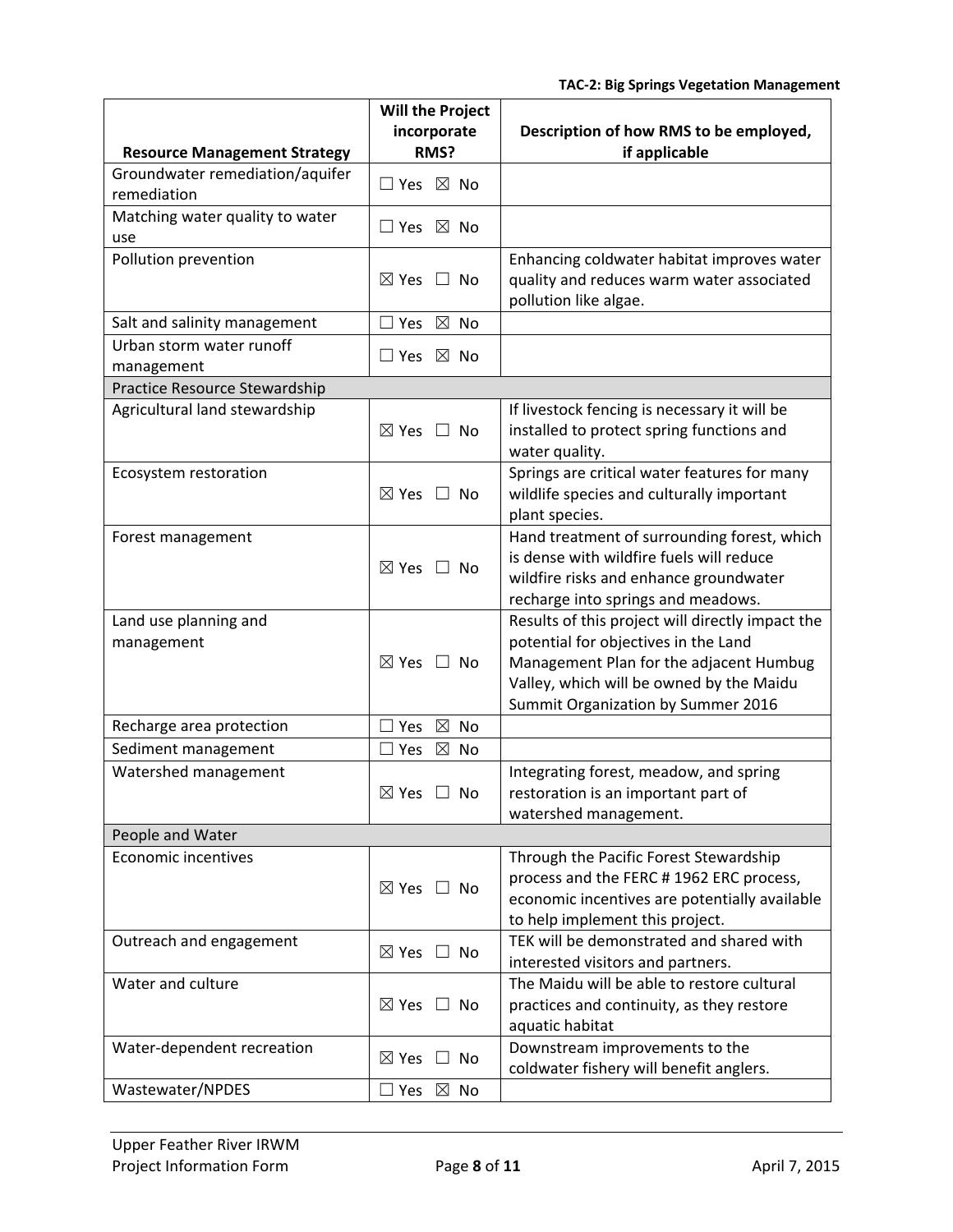| Resource Management Strategy | Will the Project incorporate RMS? | Description of how RMS to be employed, if applicable |
|---|---|---|
| Groundwater remediation/aquifer remediation | ☐ Yes ☒ No | |
| Matching water quality to water use | ☐ Yes ☒ No | |
| Pollution prevention | ☒ Yes ☐ No | Enhancing coldwater habitat improves water quality and reduces warm water associated pollution like algae. |
| Salt and salinity management | ☐ Yes ☒ No | |
| Urban storm water runoff management | ☐ Yes ☒ No | |
| Practice Resource Stewardship | | |
| Agricultural land stewardship | ☒ Yes ☐ No | If livestock fencing is necessary it will be installed to protect spring functions and water quality. |
| Ecosystem restoration | ☒ Yes ☐ No | Springs are critical water features for many wildlife species and culturally important plant species. |
| Forest management | ☒ Yes ☐ No | Hand treatment of surrounding forest, which is dense with wildfire fuels will reduce wildfire risks and enhance groundwater recharge into springs and meadows. |
| Land use planning and management | ☒ Yes ☐ No | Results of this project will directly impact the potential for objectives in the Land Management Plan for the adjacent Humbug Valley, which will be owned by the Maidu Summit Organization by Summer 2016 |
| Recharge area protection | ☐ Yes ☒ No | |
| Sediment management | ☐ Yes ☒ No | |
| Watershed management | ☒ Yes ☐ No | Integrating forest, meadow, and spring restoration is an important part of watershed management. |
| People and Water | | |
| Economic incentives | ☒ Yes ☐ No | Through the Pacific Forest Stewardship process and the FERC # 1962 ERC process, economic incentives are potentially available to help implement this project. |
| Outreach and engagement | ☒ Yes ☐ No | TEK will be demonstrated and shared with interested visitors and partners. |
| Water and culture | ☒ Yes ☐ No | The Maidu will be able to restore cultural practices and continuity, as they restore aquatic habitat |
| Water-dependent recreation | ☒ Yes ☐ No | Downstream improvements to the coldwater fishery will benefit anglers. |
| Wastewater/NPDES | ☐ Yes ☒ No | |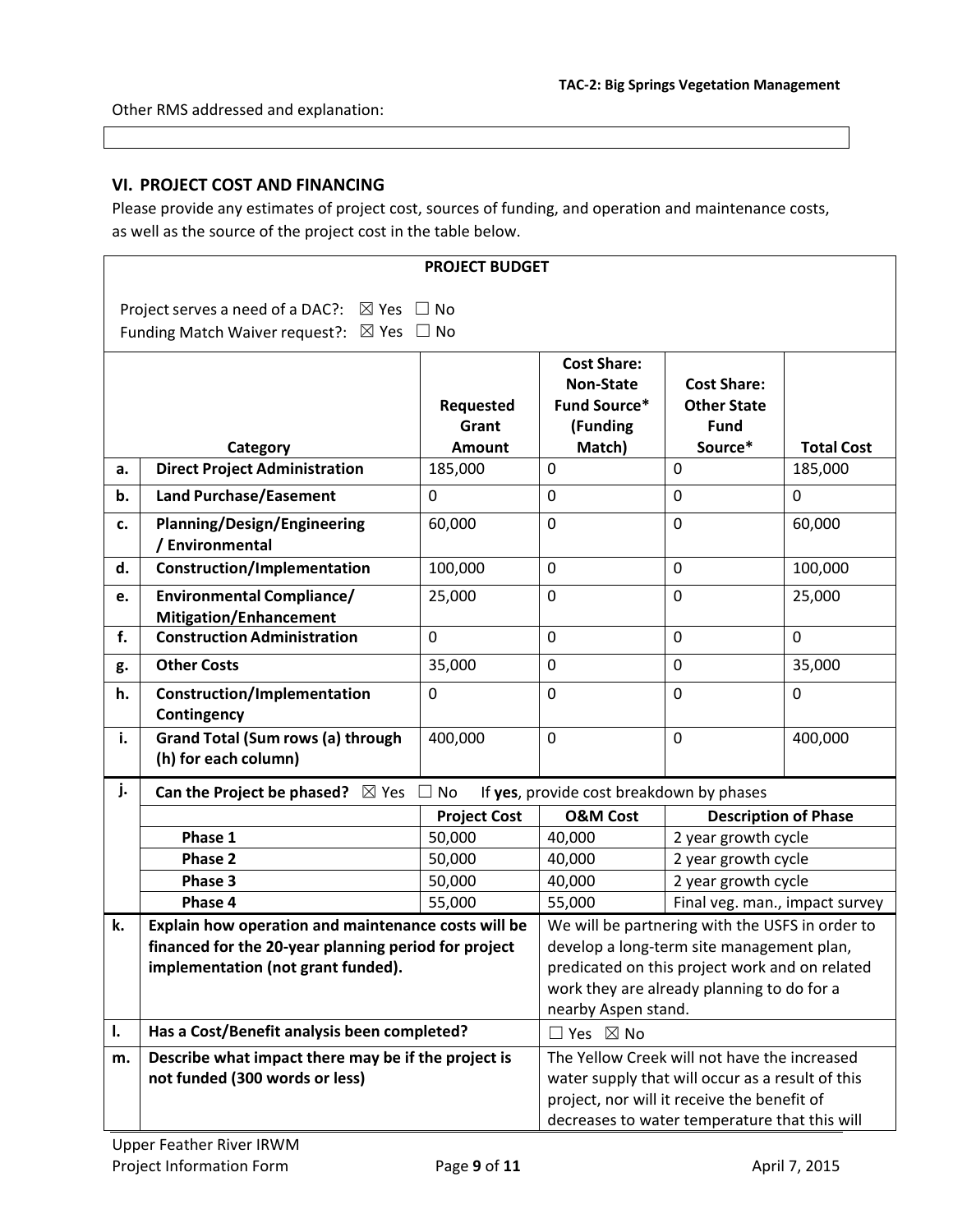Other RMS addressed and explanation:

| |
|---|
| |

## VI. PROJECT COST AND FINANCING

Please provide any estimates of project cost, sources of funding, and operation and maintenance costs, as well as the source of the project cost in the table below.

**PROJECT BUDGET**

Project serves a need of a DAC?: ☒ Yes ☐ No

Funding Match Waiver request?: ☒ Yes ☐ No

| | Category | Requested Grant Amount | Cost Share: Non-State Fund Source* (Funding Match) | Cost Share: Other State Fund Source* | Total Cost |
|---|---|---|---|---|---|
| a. | **Direct Project Administration** | 185,000 | 0 | 0 | 185,000 |
| b. | **Land Purchase/Easement** | 0 | 0 | 0 | 0 |
| c. | **Planning/Design/Engineering / Environmental** | 60,000 | 0 | 0 | 60,000 |
| d. | **Construction/Implementation** | 100,000 | 0 | 0 | 100,000 |
| e. | **Environmental Compliance/ Mitigation/Enhancement** | 25,000 | 0 | 0 | 25,000 |
| f. | **Construction Administration** | 0 | 0 | 0 | 0 |
| g. | **Other Costs** | 35,000 | 0 | 0 | 35,000 |
| h. | **Construction/Implementation Contingency** | 0 | 0 | 0 | 0 |
| i. | **Grand Total (Sum rows (a) through (h) for each column)** | 400,000 | 0 | 0 | 400,000 |

| j. | **Can the Project be phased?** ☒ Yes ☐ No If **yes**, provide cost breakdown by phases | | | |
|---|---|---|---|---|
| | | **Project Cost** | **O&M Cost** | **Description of Phase** |
| | Phase 1 | 50,000 | 40,000 | 2 year growth cycle |
| | Phase 2 | 50,000 | 40,000 | 2 year growth cycle |
| | Phase 3 | 50,000 | 40,000 | 2 year growth cycle |
| | Phase 4 | 55,000 | 55,000 | Final veg. man., impact survey |

| | | |
|---|---|---|
| k. | **Explain how operation and maintenance costs will be financed for the 20-year planning period for project implementation (not grant funded).** | We will be partnering with the USFS in order to develop a long-term site management plan, predicated on this project work and on related work they are already planning to do for a nearby Aspen stand. |
| l. | **Has a Cost/Benefit analysis been completed?** | ☐ Yes ☒ No |
| m. | **Describe what impact there may be if the project is not funded (300 words or less)** | The Yellow Creek will not have the increased water supply that will occur as a result of this project, nor will it receive the benefit of decreases to water temperature that this will |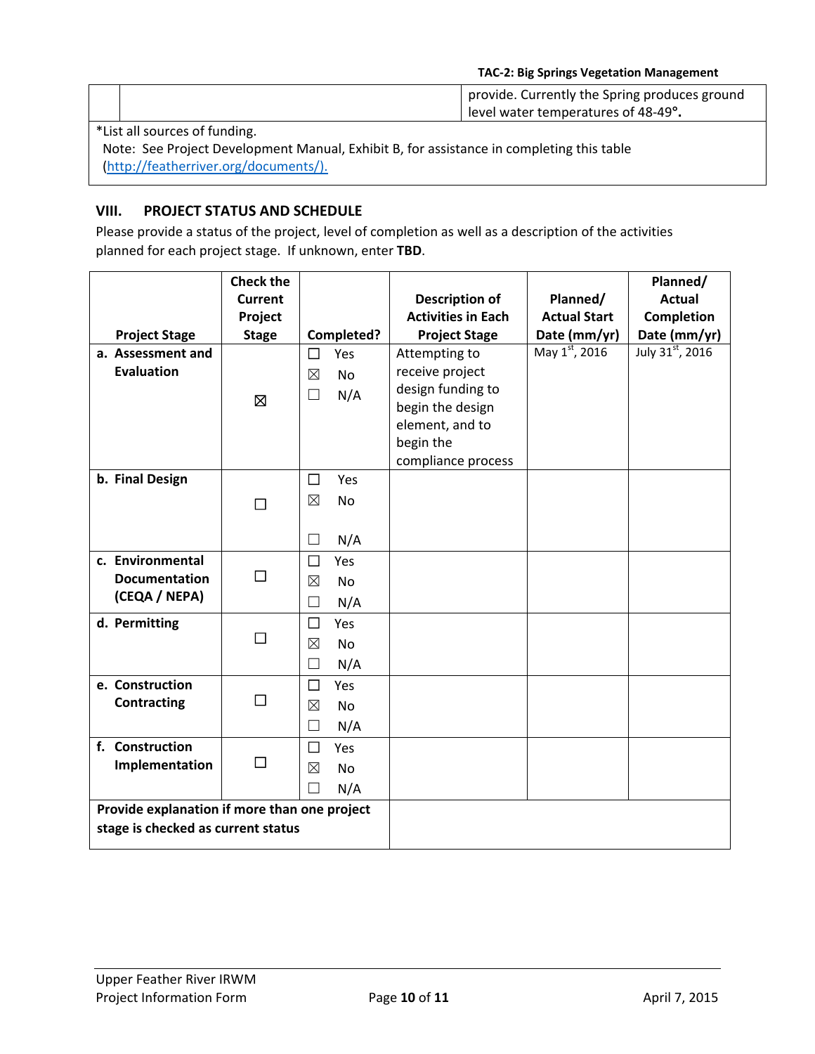| | | provide. Currently the Spring produces ground level water temperatures of 48-49°. |
|---|---|---|

*List all sources of funding.
Note: See Project Development Manual, Exhibit B, for assistance in completing this table (http://featherriver.org/documents/).

## VIII. PROJECT STATUS AND SCHEDULE

Please provide a status of the project, level of completion as well as a description of the activities planned for each project stage. If unknown, enter **TBD**.

| Project Stage | Check the Current Project Stage | Completed? | Description of Activities in Each Project Stage | Planned/ Actual Start Date (mm/yr) | Planned/ Actual Completion Date (mm/yr) |
|---|---|---|---|---|---|
| **a. Assessment and Evaluation** | ☒ | ☐ Yes ☒ No ☐ N/A | Attempting to receive project design funding to begin the design element, and to begin the compliance process | May 1st, 2016 | July 31st, 2016 |
| **b. Final Design** | ☐ | ☐ Yes ☒ No ☐ N/A | | | |
| **c. Environmental Documentation (CEQA / NEPA)** | ☐ | ☐ Yes ☒ No ☐ N/A | | | |
| **d. Permitting** | ☐ | ☐ Yes ☒ No ☐ N/A | | | |
| **e. Construction Contracting** | ☐ | ☐ Yes ☒ No ☐ N/A | | | |
| **f. Construction Implementation** | ☐ | ☐ Yes ☒ No ☐ N/A | | | |
| **Provide explanation if more than one project stage is checked as current status** | | | | | |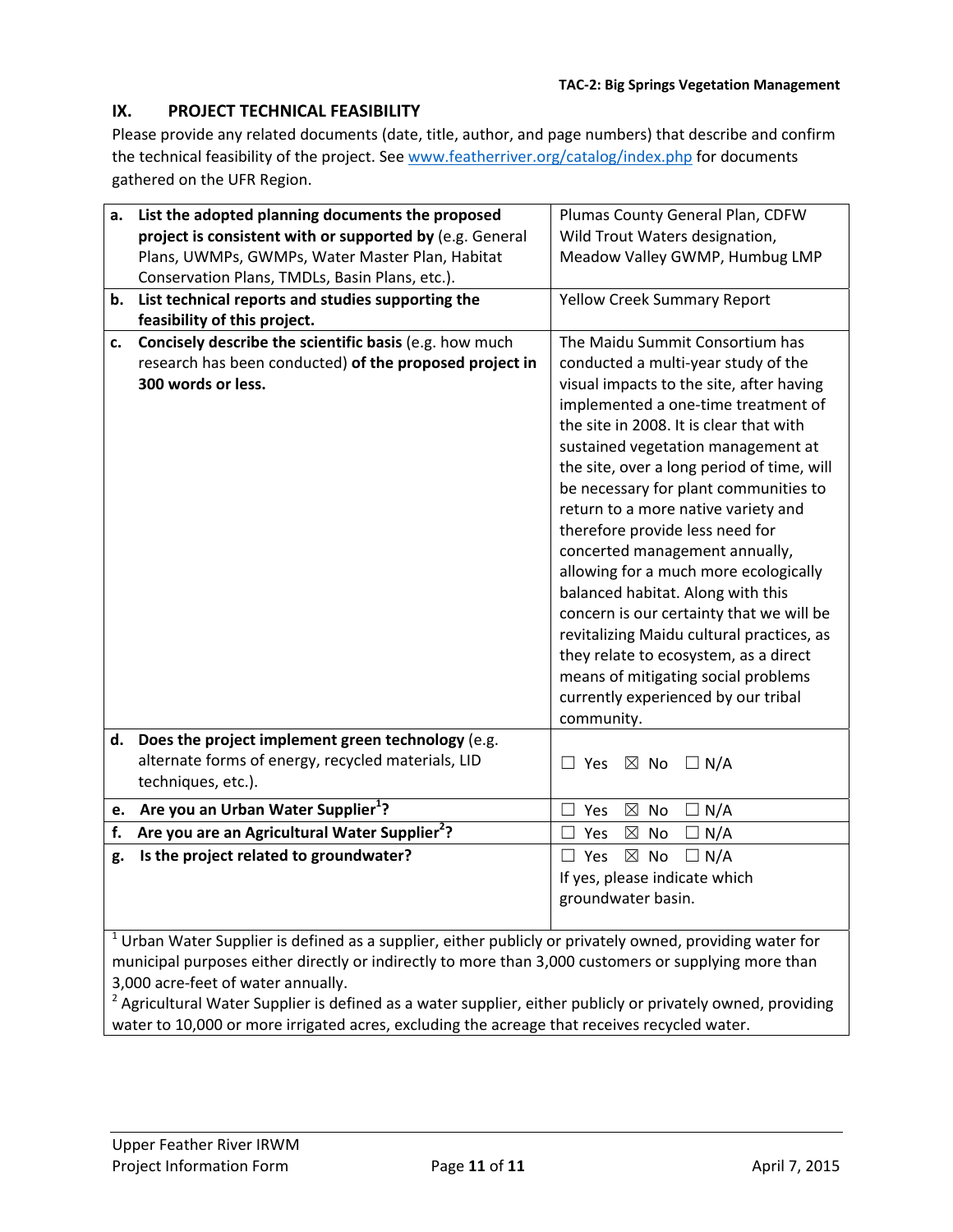## IX. PROJECT TECHNICAL FEASIBILITY

Please provide any related documents (date, title, author, and page numbers) that describe and confirm the technical feasibility of the project. See www.featherriver.org/catalog/index.php for documents gathered on the UFR Region.

| | |
|---|---|
| **a. List the adopted planning documents the proposed project is consistent with or supported by** (e.g. General Plans, UWMPs, GWMPs, Water Master Plan, Habitat Conservation Plans, TMDLs, Basin Plans, etc.). | Plumas County General Plan, CDFW Wild Trout Waters designation, Meadow Valley GWMP, Humbug LMP |
| **b. List technical reports and studies supporting the feasibility of this project.** | Yellow Creek Summary Report |
| **c. Concisely describe the scientific basis** (e.g. how much research has been conducted) **of the proposed project in 300 words or less.** | The Maidu Summit Consortium has conducted a multi-year study of the visual impacts to the site, after having implemented a one-time treatment of the site in 2008. It is clear that with sustained vegetation management at the site, over a long period of time, will be necessary for plant communities to return to a more native variety and therefore provide less need for concerted management annually, allowing for a much more ecologically balanced habitat. Along with this concern is our certainty that we will be revitalizing Maidu cultural practices, as they relate to ecosystem, as a direct means of mitigating social problems currently experienced by our tribal community. |
| **d. Does the project implement green technology** (e.g. alternate forms of energy, recycled materials, LID techniques, etc.). | ☐ Yes ☒ No ☐ N/A |
| **e. Are you an Urban Water Supplier[1]?** | ☐ Yes ☒ No ☐ N/A |
| **f. Are you are an Agricultural Water Supplier[2]?** | ☐ Yes ☒ No ☐ N/A |
| **g. Is the project related to groundwater?** | ☐ Yes ☒ No ☐ N/A<br>If yes, please indicate which groundwater basin. |

[1] Urban Water Supplier is defined as a supplier, either publicly or privately owned, providing water for municipal purposes either directly or indirectly to more than 3,000 customers or supplying more than 3,000 acre-feet of water annually.

[2] Agricultural Water Supplier is defined as a water supplier, either publicly or privately owned, providing water to 10,000 or more irrigated acres, excluding the acreage that receives recycled water.